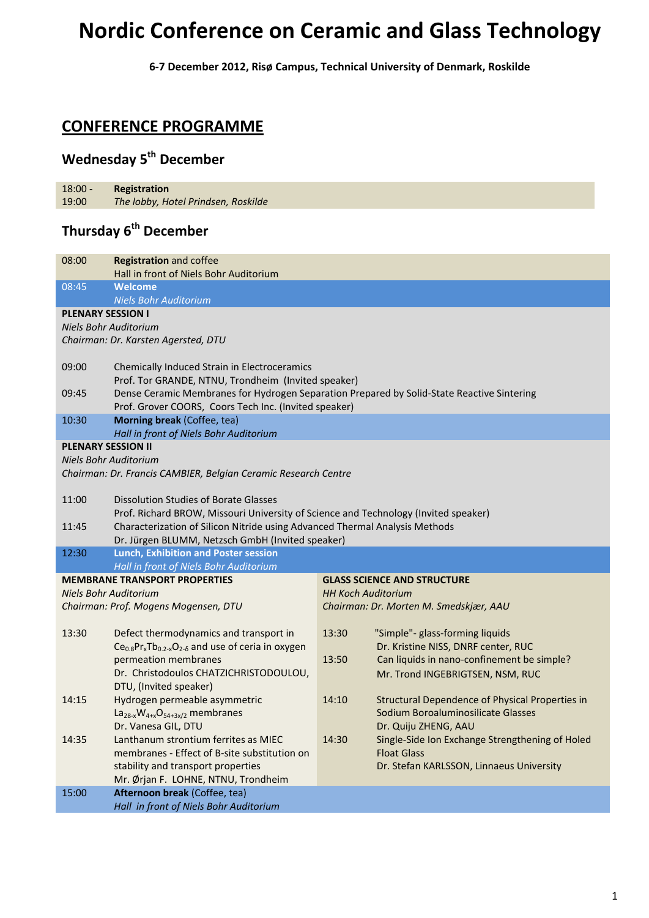# Nordic Conference on Ceramic and Glass Technology

**6-7 December 2012, Risø Campus, Technical University of Denmark, Roskilde**

## CONFERENCE PROGRAMME

### Wednesday 5th December

| | |
|---|---|
| 18:00 - 19:00 | **Registration** *The lobby, Hotel Prindsen, Roskilde* |

### Thursday 6th December

| | |
|---|---|
| 08:00 | **Registration** and coffee<br>Hall in front of Niels Bohr Auditorium |
| 08:45 | **Welcome**<br>*Niels Bohr Auditorium* |

**PLENARY SESSION I**
*Niels Bohr Auditorium*
*Chairman: Dr. Karsten Agersted, DTU*

| | |
|---|---|
| 09:00 | Chemically Induced Strain in Electroceramics<br>Prof. Tor GRANDE, NTNU, Trondheim (Invited speaker) |
| 09:45 | Dense Ceramic Membranes for Hydrogen Separation Prepared by Solid-State Reactive Sintering<br>Prof. Grover COORS, Coors Tech Inc. (Invited speaker) |
| 10:30 | **Morning break** (Coffee, tea)<br>*Hall in front of Niels Bohr Auditorium* |

**PLENARY SESSION II**
*Niels Bohr Auditorium*
*Chairman: Dr. Francis CAMBIER, Belgian Ceramic Research Centre*

| | |
|---|---|
| 11:00 | Dissolution Studies of Borate Glasses<br>Prof. Richard BROW, Missouri University of Science and Technology (Invited speaker) |
| 11:45 | Characterization of Silicon Nitride using Advanced Thermal Analysis Methods<br>Dr. Jürgen BLUMM, Netzsch GmbH (Invited speaker) |
| 12:30 | **Lunch, Exhibition and Poster session**<br>*Hall in front of Niels Bohr Auditorium* |

**MEMBRANE TRANSPORT PROPERTIES**
*Niels Bohr Auditorium*
*Chairman: Prof. Mogens Mogensen, DTU*

| | |
|---|---|
| 13:30 | Defect thermodynamics and transport in $Ce_{0.8}Pr_xTb_{0.2-x}O_{2-\delta}$ and use of ceria in oxygen permeation membranes<br>Dr. Christodoulos CHATZICHRISTODOULOU, DTU, (Invited speaker) |
| 14:15 | Hydrogen permeable asymmetric $La_{28-x}W_{4+x}O_{54+3x/2}$ membranes<br>Dr. Vanesa GIL, DTU |
| 14:35 | Lanthanum strontium ferrites as MIEC membranes - Effect of B-site substitution on stability and transport properties<br>Mr. Ørjan F. LOHNE, NTNU, Trondheim |

**GLASS SCIENCE AND STRUCTURE**
*HH Koch Auditorium*
*Chairman: Dr. Morten M. Smedskjær, AAU*

| | |
|---|---|
| 13:30 | "Simple"- glass-forming liquids<br>Dr. Kristine NISS, DNRF center, RUC |
| 13:50 | Can liquids in nano-confinement be simple?<br>Mr. Trond INGEBRIGTSEN, NSM, RUC |
| 14:10 | Structural Dependence of Physical Properties in Sodium Boroaluminosilicate Glasses<br>Dr. Quiju ZHENG, AAU |
| 14:30 | Single-Side Ion Exchange Strengthening of Holed Float Glass<br>Dr. Stefan KARLSSON, Linnaeus University |

| | |
|---|---|
| 15:00 | **Afternoon break** (Coffee, tea)<br>*Hall in front of Niels Bohr Auditorium* |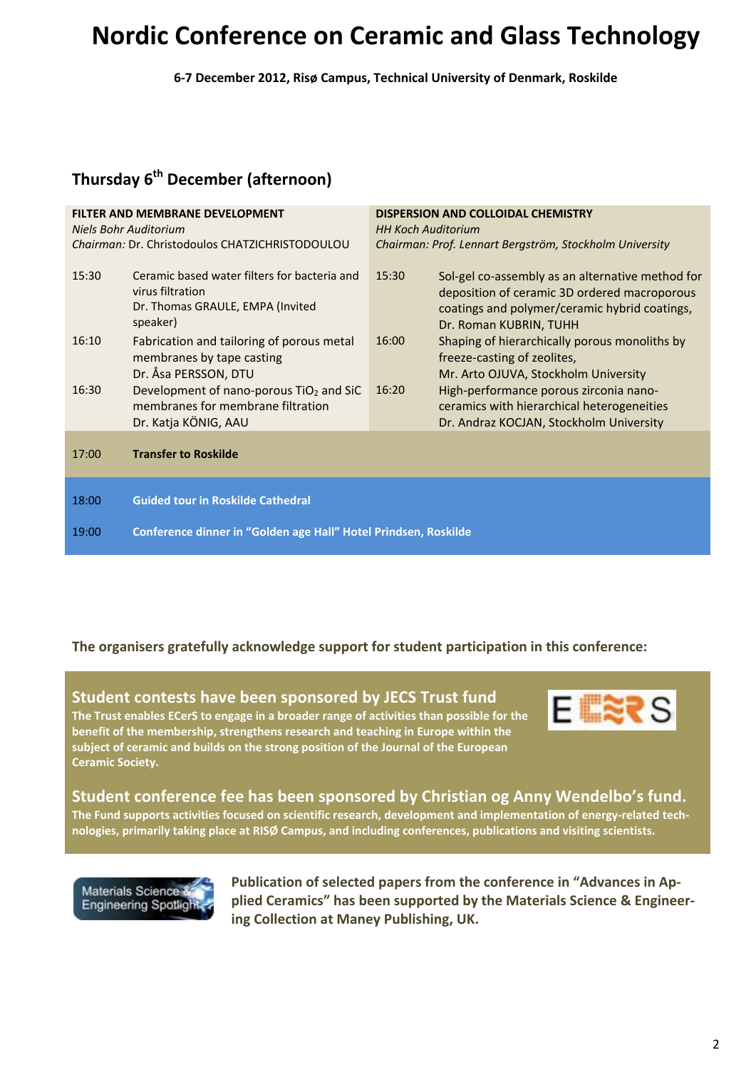# Nordic Conference on Ceramic and Glass Technology

**6-7 December 2012, Risø Campus, Technical University of Denmark, Roskilde**

## Thursday 6th December (afternoon)

**FILTER AND MEMBRANE DEVELOPMENT**
*Niels Bohr Auditorium*
*Chairman:* Dr. Christodoulos CHATZICHRISTODOULOU

| Time | Session |
|---|---|
| 15:30 | Ceramic based water filters for bacteria and virus filtration<br>Dr. Thomas GRAULE, EMPA (Invited speaker) |
| 16:10 | Fabrication and tailoring of porous metal membranes by tape casting<br>Dr. Åsa PERSSON, DTU |
| 16:30 | Development of nano-porous $TiO_2$ and SiC membranes for membrane filtration<br>Dr. Katja KÖNIG, AAU |

**DISPERSION AND COLLOIDAL CHEMISTRY**
*HH Koch Auditorium*
*Chairman: Prof. Lennart Bergström, Stockholm University*

| Time | Session |
|---|---|
| 15:30 | Sol-gel co-assembly as an alternative method for deposition of ceramic 3D ordered macroporous coatings and polymer/ceramic hybrid coatings, Dr. Roman KUBRIN, TUHH |
| 16:00 | Shaping of hierarchically porous monoliths by freeze-casting of zeolites,<br>Mr. Arto OJUVA, Stockholm University |
| 16:20 | High-performance porous zirconia nano-ceramics with hierarchical heterogeneities<br>Dr. Andraz KOCJAN, Stockholm University |

| Time | Event |
|---|---|
| 17:00 | **Transfer to Roskilde** |
| 18:00 | **Guided tour in Roskilde Cathedral** |
| 19:00 | **Conference dinner in "Golden age Hall" Hotel Prindsen, Roskilde** |

**The organisers gratefully acknowledge support for student participation in this conference:**

### Student contests have been sponsored by JECS Trust fund

**The Trust enables ECerS to engage in a broader range of activities than possible for the benefit of the membership, strengthens research and teaching in Europe within the subject of ceramic and builds on the strong position of the Journal of the European Ceramic Society.**

### Student conference fee has been sponsored by Christian og Anny Wendelbo's fund.

**The Fund supports activities focused on scientific research, development and implementation of energy-related technologies, primarily taking place at RISØ Campus, and including conferences, publications and visiting scientists.**

Materials Science & Engineering Spotlight

**Publication of selected papers from the conference in "Advances in Applied Ceramics" has been supported by the Materials Science & Engineering Collection at Maney Publishing, UK.**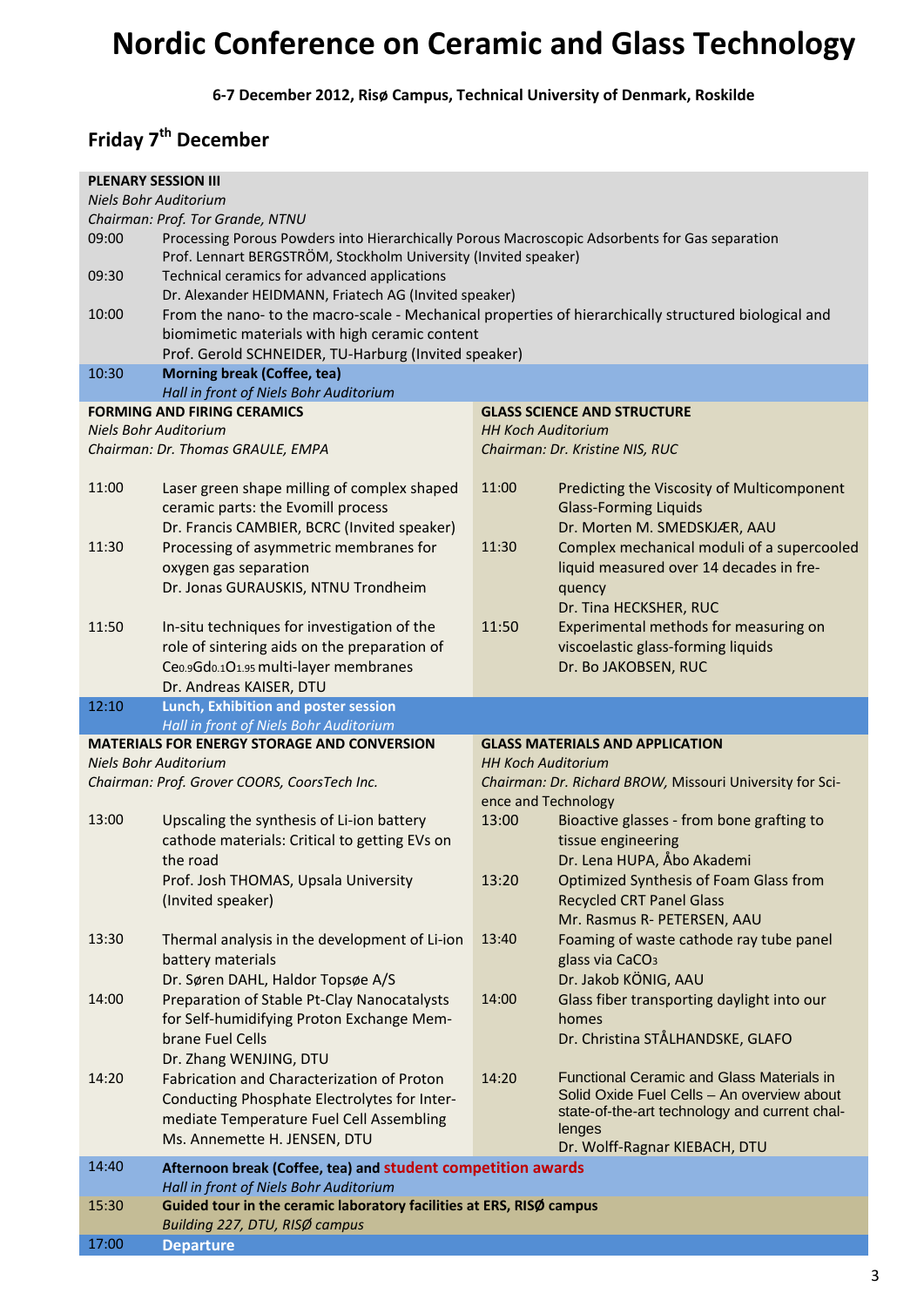# Nordic Conference on Ceramic and Glass Technology

**6-7 December 2012, Risø Campus, Technical University of Denmark, Roskilde**

## Friday 7[th] December

**PLENARY SESSION III**
*Niels Bohr Auditorium*
*Chairman: Prof. Tor Grande, NTNU*

| | |
|---|---|
| 09:00 | Processing Porous Powders into Hierarchically Porous Macroscopic Adsorbents for Gas separation<br>Prof. Lennart BERGSTRÖM, Stockholm University (Invited speaker) |
| 09:30 | Technical ceramics for advanced applications<br>Dr. Alexander HEIDMANN, Friatech AG (Invited speaker) |
| 10:00 | From the nano- to the macro-scale - Mechanical properties of hierarchically structured biological and biomimetic materials with high ceramic content<br>Prof. Gerold SCHNEIDER, TU-Harburg (Invited speaker) |
| 10:30 | **Morning break (Coffee, tea)**<br>*Hall in front of Niels Bohr Auditorium* |

**FORMING AND FIRING CERAMICS**
*Niels Bohr Auditorium*
*Chairman: Dr. Thomas GRAULE, EMPA*

| | |
|---|---|
| 11:00 | Laser green shape milling of complex shaped ceramic parts: the Evomill process<br>Dr. Francis CAMBIER, BCRC (Invited speaker) |
| 11:30 | Processing of asymmetric membranes for oxygen gas separation<br>Dr. Jonas GURAUSKIS, NTNU Trondheim |
| 11:50 | In-situ techniques for investigation of the role of sintering aids on the preparation of $Ce_{0.9}Gd_{0.1}O_{1.95}$ multi-layer membranes<br>Dr. Andreas KAISER, DTU |

**GLASS SCIENCE AND STRUCTURE**
*HH Koch Auditorium*
*Chairman: Dr. Kristine NIS, RUC*

| | |
|---|---|
| 11:00 | Predicting the Viscosity of Multicomponent Glass-Forming Liquids<br>Dr. Morten M. SMEDSKJÆR, AAU |
| 11:30 | Complex mechanical moduli of a supercooled liquid measured over 14 decades in frequency<br>Dr. Tina HECKSHER, RUC |
| 11:50 | Experimental methods for measuring on viscoelastic glass-forming liquids<br>Dr. Bo JAKOBSEN, RUC |

| | |
|---|---|
| 12:10 | **Lunch, Exhibition and poster session**<br>*Hall in front of Niels Bohr Auditorium* |

**MATERIALS FOR ENERGY STORAGE AND CONVERSION**
*Niels Bohr Auditorium*
*Chairman: Prof. Grover COORS, CoorsTech Inc.*

| | |
|---|---|
| 13:00 | Upscaling the synthesis of Li-ion battery cathode materials: Critical to getting EVs on the road<br>Prof. Josh THOMAS, Upsala University (Invited speaker) |
| 13:30 | Thermal analysis in the development of Li-ion battery materials<br>Dr. Søren DAHL, Haldor Topsøe A/S |
| 14:00 | Preparation of Stable Pt-Clay Nanocatalysts for Self-humidifying Proton Exchange Membrane Fuel Cells<br>Dr. Zhang WENJING, DTU |
| 14:20 | Fabrication and Characterization of Proton Conducting Phosphate Electrolytes for Intermediate Temperature Fuel Cell Assembling<br>Ms. Annemette H. JENSEN, DTU |

**GLASS MATERIALS AND APPLICATION**
*HH Koch Auditorium*
*Chairman: Dr. Richard BROW,* Missouri University for Science and Technology

| | |
|---|---|
| 13:00 | Bioactive glasses - from bone grafting to tissue engineering<br>Dr. Lena HUPA, Åbo Akademi |
| 13:20 | Optimized Synthesis of Foam Glass from Recycled CRT Panel Glass<br>Mr. Rasmus R- PETERSEN, AAU |
| 13:40 | Foaming of waste cathode ray tube panel glass via $CaCO_3$<br>Dr. Jakob KÖNIG, AAU |
| 14:00 | Glass fiber transporting daylight into our homes<br>Dr. Christina STÅLHANDSKE, GLAFO |
| 14:20 | Functional Ceramic and Glass Materials in Solid Oxide Fuel Cells – An overview about state-of-the-art technology and current challenges<br>Dr. Wolff-Ragnar KIEBACH, DTU |

| | |
|---|---|
| 14:40 | **Afternoon break (Coffee, tea) and student competition awards**<br>*Hall in front of Niels Bohr Auditorium* |
| 15:30 | **Guided tour in the ceramic laboratory facilities at ERS, RISØ campus**<br>*Building 227, DTU, RISØ campus* |
| 17:00 | **Departure** |